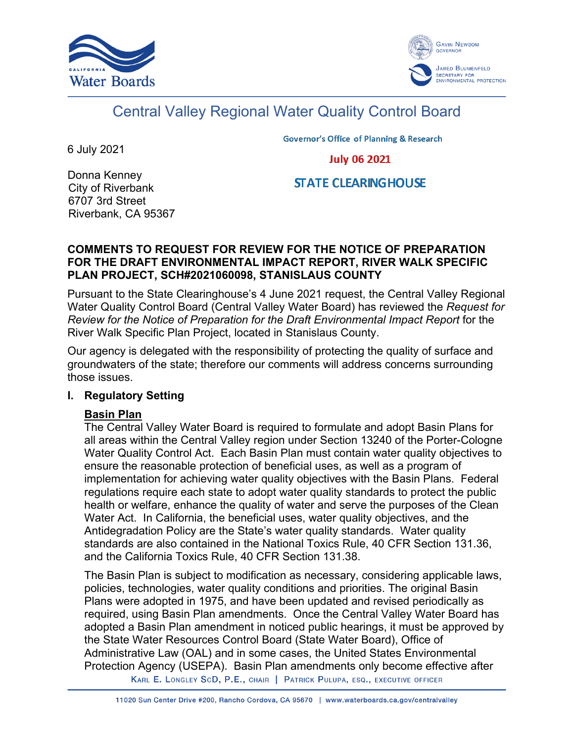# Central Valley Regional Water Quality Control Board

6 July 2021

Governor's Office of Planning & Research

July 06 2021

STATE CLEARINGHOUSE

Donna Kenney
City of Riverbank
6707 3rd Street
Riverbank, CA 95367

**COMMENTS TO REQUEST FOR REVIEW FOR THE NOTICE OF PREPARATION FOR THE DRAFT ENVIRONMENTAL IMPACT REPORT, RIVER WALK SPECIFIC PLAN PROJECT, SCH#2021060098, STANISLAUS COUNTY**

Pursuant to the State Clearinghouse's 4 June 2021 request, the Central Valley Regional Water Quality Control Board (Central Valley Water Board) has reviewed the *Request for Review for the Notice of Preparation for the Draft Environmental Impact Report* for the River Walk Specific Plan Project, located in Stanislaus County.

Our agency is delegated with the responsibility of protecting the quality of surface and groundwaters of the state; therefore our comments will address concerns surrounding those issues.

## I. Regulatory Setting

### Basin Plan

The Central Valley Water Board is required to formulate and adopt Basin Plans for all areas within the Central Valley region under Section 13240 of the Porter-Cologne Water Quality Control Act. Each Basin Plan must contain water quality objectives to ensure the reasonable protection of beneficial uses, as well as a program of implementation for achieving water quality objectives with the Basin Plans. Federal regulations require each state to adopt water quality standards to protect the public health or welfare, enhance the quality of water and serve the purposes of the Clean Water Act. In California, the beneficial uses, water quality objectives, and the Antidegradation Policy are the State's water quality standards. Water quality standards are also contained in the National Toxics Rule, 40 CFR Section 131.36, and the California Toxics Rule, 40 CFR Section 131.38.

The Basin Plan is subject to modification as necessary, considering applicable laws, policies, technologies, water quality conditions and priorities. The original Basin Plans were adopted in 1975, and have been updated and revised periodically as required, using Basin Plan amendments. Once the Central Valley Water Board has adopted a Basin Plan amendment in noticed public hearings, it must be approved by the State Water Resources Control Board (State Water Board), Office of Administrative Law (OAL) and in some cases, the United States Environmental Protection Agency (USEPA). Basin Plan amendments only become effective after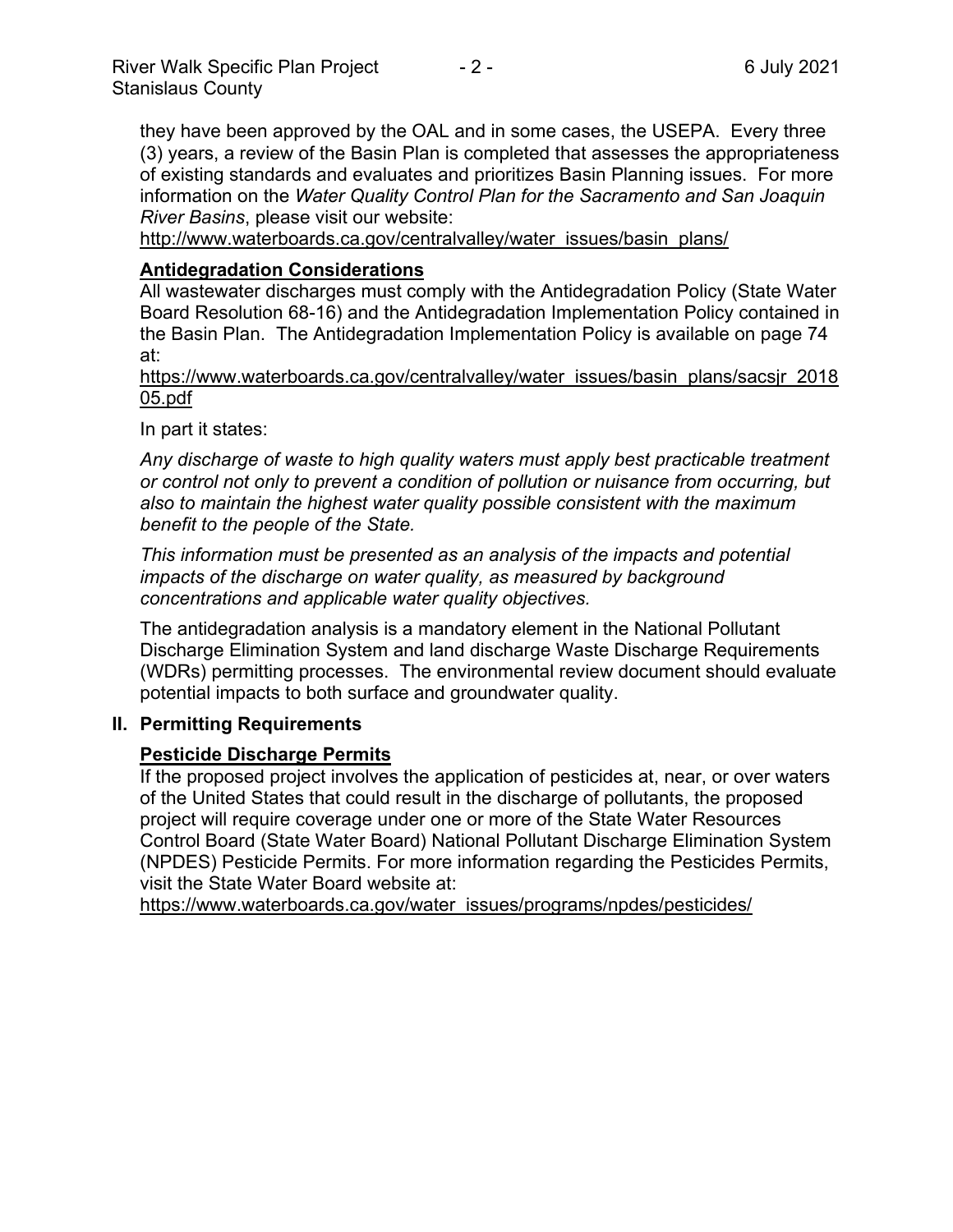they have been approved by the OAL and in some cases, the USEPA. Every three (3) years, a review of the Basin Plan is completed that assesses the appropriateness of existing standards and evaluates and prioritizes Basin Planning issues. For more information on the *Water Quality Control Plan for the Sacramento and San Joaquin River Basins*, please visit our website:
http://www.waterboards.ca.gov/centralvalley/water_issues/basin_plans/

**Antidegradation Considerations**

All wastewater discharges must comply with the Antidegradation Policy (State Water Board Resolution 68-16) and the Antidegradation Implementation Policy contained in the Basin Plan. The Antidegradation Implementation Policy is available on page 74 at:
https://www.waterboards.ca.gov/centralvalley/water_issues/basin_plans/sacsjr_201805.pdf

In part it states:

*Any discharge of waste to high quality waters must apply best practicable treatment or control not only to prevent a condition of pollution or nuisance from occurring, but also to maintain the highest water quality possible consistent with the maximum benefit to the people of the State.*

*This information must be presented as an analysis of the impacts and potential impacts of the discharge on water quality, as measured by background concentrations and applicable water quality objectives.*

The antidegradation analysis is a mandatory element in the National Pollutant Discharge Elimination System and land discharge Waste Discharge Requirements (WDRs) permitting processes. The environmental review document should evaluate potential impacts to both surface and groundwater quality.

## II. Permitting Requirements

**Pesticide Discharge Permits**

If the proposed project involves the application of pesticides at, near, or over waters of the United States that could result in the discharge of pollutants, the proposed project will require coverage under one or more of the State Water Resources Control Board (State Water Board) National Pollutant Discharge Elimination System (NPDES) Pesticide Permits. For more information regarding the Pesticides Permits, visit the State Water Board website at:
https://www.waterboards.ca.gov/water_issues/programs/npdes/pesticides/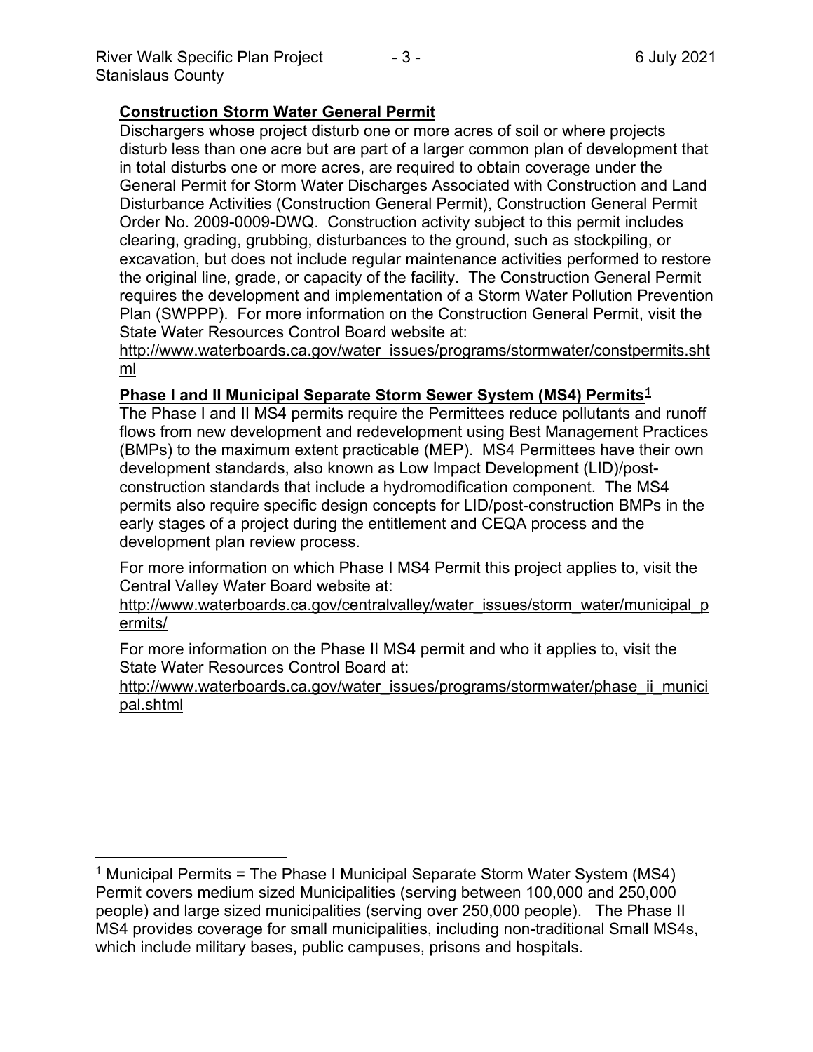**Construction Storm Water General Permit**

Dischargers whose project disturb one or more acres of soil or where projects disturb less than one acre but are part of a larger common plan of development that in total disturbs one or more acres, are required to obtain coverage under the General Permit for Storm Water Discharges Associated with Construction and Land Disturbance Activities (Construction General Permit), Construction General Permit Order No. 2009-0009-DWQ. Construction activity subject to this permit includes clearing, grading, grubbing, disturbances to the ground, such as stockpiling, or excavation, but does not include regular maintenance activities performed to restore the original line, grade, or capacity of the facility. The Construction General Permit requires the development and implementation of a Storm Water Pollution Prevention Plan (SWPPP). For more information on the Construction General Permit, visit the State Water Resources Control Board website at:
http://www.waterboards.ca.gov/water_issues/programs/stormwater/constpermits.shtml

**Phase I and II Municipal Separate Storm Sewer System (MS4) Permits[1]**

The Phase I and II MS4 permits require the Permittees reduce pollutants and runoff flows from new development and redevelopment using Best Management Practices (BMPs) to the maximum extent practicable (MEP). MS4 Permittees have their own development standards, also known as Low Impact Development (LID)/post-construction standards that include a hydromodification component. The MS4 permits also require specific design concepts for LID/post-construction BMPs in the early stages of a project during the entitlement and CEQA process and the development plan review process.

For more information on which Phase I MS4 Permit this project applies to, visit the Central Valley Water Board website at:
http://www.waterboards.ca.gov/centralvalley/water_issues/storm_water/municipal_permits/

For more information on the Phase II MS4 permit and who it applies to, visit the State Water Resources Control Board at:
http://www.waterboards.ca.gov/water_issues/programs/stormwater/phase_ii_municipal.shtml

---

[1] Municipal Permits = The Phase I Municipal Separate Storm Water System (MS4) Permit covers medium sized Municipalities (serving between 100,000 and 250,000 people) and large sized municipalities (serving over 250,000 people). The Phase II MS4 provides coverage for small municipalities, including non-traditional Small MS4s, which include military bases, public campuses, prisons and hospitals.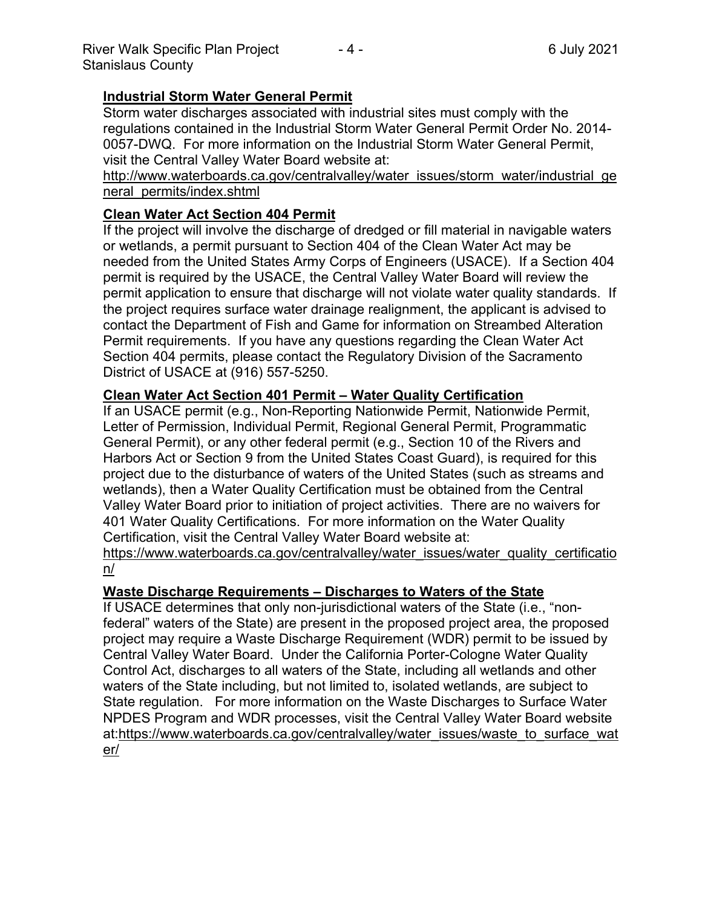**Industrial Storm Water General Permit**

Storm water discharges associated with industrial sites must comply with the regulations contained in the Industrial Storm Water General Permit Order No. 2014-0057-DWQ. For more information on the Industrial Storm Water General Permit, visit the Central Valley Water Board website at:

http://www.waterboards.ca.gov/centralvalley/water_issues/storm_water/industrial_general_permits/index.shtml

**Clean Water Act Section 404 Permit**

If the project will involve the discharge of dredged or fill material in navigable waters or wetlands, a permit pursuant to Section 404 of the Clean Water Act may be needed from the United States Army Corps of Engineers (USACE). If a Section 404 permit is required by the USACE, the Central Valley Water Board will review the permit application to ensure that discharge will not violate water quality standards. If the project requires surface water drainage realignment, the applicant is advised to contact the Department of Fish and Game for information on Streambed Alteration Permit requirements. If you have any questions regarding the Clean Water Act Section 404 permits, please contact the Regulatory Division of the Sacramento District of USACE at (916) 557-5250.

**Clean Water Act Section 401 Permit – Water Quality Certification**

If an USACE permit (e.g., Non-Reporting Nationwide Permit, Nationwide Permit, Letter of Permission, Individual Permit, Regional General Permit, Programmatic General Permit), or any other federal permit (e.g., Section 10 of the Rivers and Harbors Act or Section 9 from the United States Coast Guard), is required for this project due to the disturbance of waters of the United States (such as streams and wetlands), then a Water Quality Certification must be obtained from the Central Valley Water Board prior to initiation of project activities. There are no waivers for 401 Water Quality Certifications. For more information on the Water Quality Certification, visit the Central Valley Water Board website at:

https://www.waterboards.ca.gov/centralvalley/water_issues/water_quality_certification/

**Waste Discharge Requirements – Discharges to Waters of the State**

If USACE determines that only non-jurisdictional waters of the State (i.e., "non-federal" waters of the State) are present in the proposed project area, the proposed project may require a Waste Discharge Requirement (WDR) permit to be issued by Central Valley Water Board. Under the California Porter-Cologne Water Quality Control Act, discharges to all waters of the State, including all wetlands and other waters of the State including, but not limited to, isolated wetlands, are subject to State regulation. For more information on the Waste Discharges to Surface Water NPDES Program and WDR processes, visit the Central Valley Water Board website at:https://www.waterboards.ca.gov/centralvalley/water_issues/waste_to_surface_water/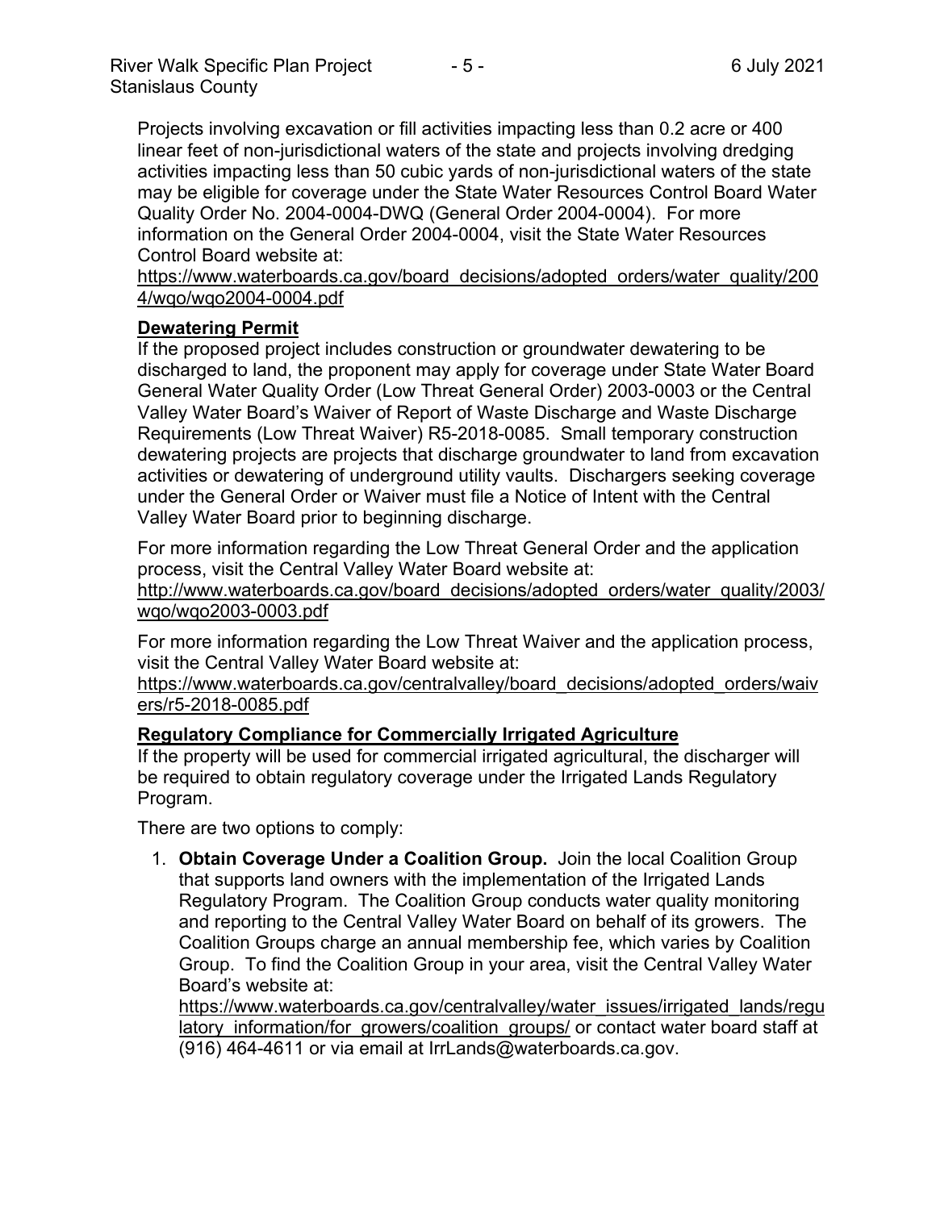Projects involving excavation or fill activities impacting less than 0.2 acre or 400 linear feet of non-jurisdictional waters of the state and projects involving dredging activities impacting less than 50 cubic yards of non-jurisdictional waters of the state may be eligible for coverage under the State Water Resources Control Board Water Quality Order No. 2004-0004-DWQ (General Order 2004-0004). For more information on the General Order 2004-0004, visit the State Water Resources Control Board website at:

https://www.waterboards.ca.gov/board_decisions/adopted_orders/water_quality/2004/wqo/wqo2004-0004.pdf

**Dewatering Permit**

If the proposed project includes construction or groundwater dewatering to be discharged to land, the proponent may apply for coverage under State Water Board General Water Quality Order (Low Threat General Order) 2003-0003 or the Central Valley Water Board's Waiver of Report of Waste Discharge and Waste Discharge Requirements (Low Threat Waiver) R5-2018-0085. Small temporary construction dewatering projects are projects that discharge groundwater to land from excavation activities or dewatering of underground utility vaults. Dischargers seeking coverage under the General Order or Waiver must file a Notice of Intent with the Central Valley Water Board prior to beginning discharge.

For more information regarding the Low Threat General Order and the application process, visit the Central Valley Water Board website at:

http://www.waterboards.ca.gov/board_decisions/adopted_orders/water_quality/2003/wqo/wqo2003-0003.pdf

For more information regarding the Low Threat Waiver and the application process, visit the Central Valley Water Board website at:

https://www.waterboards.ca.gov/centralvalley/board_decisions/adopted_orders/waivers/r5-2018-0085.pdf

**Regulatory Compliance for Commercially Irrigated Agriculture**

If the property will be used for commercial irrigated agricultural, the discharger will be required to obtain regulatory coverage under the Irrigated Lands Regulatory Program.

There are two options to comply:

1. **Obtain Coverage Under a Coalition Group.** Join the local Coalition Group that supports land owners with the implementation of the Irrigated Lands Regulatory Program. The Coalition Group conducts water quality monitoring and reporting to the Central Valley Water Board on behalf of its growers. The Coalition Groups charge an annual membership fee, which varies by Coalition Group. To find the Coalition Group in your area, visit the Central Valley Water Board's website at:

   https://www.waterboards.ca.gov/centralvalley/water_issues/irrigated_lands/regulatory_information/for_growers/coalition_groups/ or contact water board staff at (916) 464-4611 or via email at IrrLands@waterboards.ca.gov.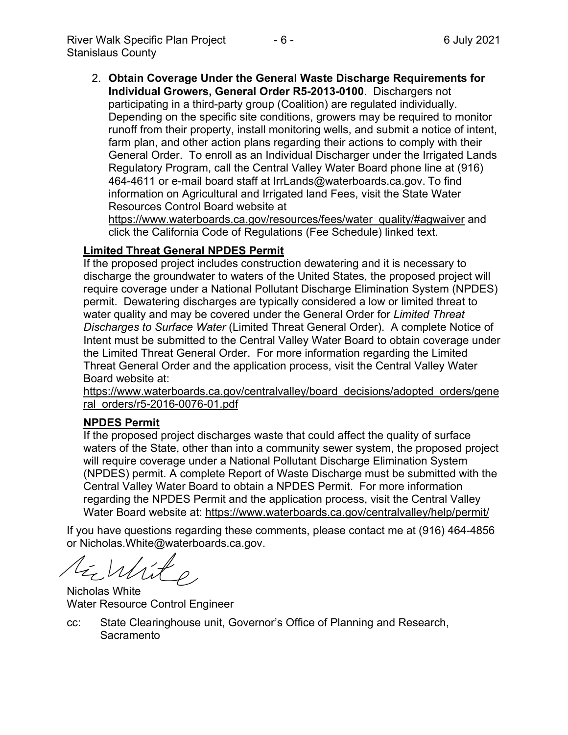2. **Obtain Coverage Under the General Waste Discharge Requirements for Individual Growers, General Order R5-2013-0100**. Dischargers not participating in a third-party group (Coalition) are regulated individually. Depending on the specific site conditions, growers may be required to monitor runoff from their property, install monitoring wells, and submit a notice of intent, farm plan, and other action plans regarding their actions to comply with their General Order. To enroll as an Individual Discharger under the Irrigated Lands Regulatory Program, call the Central Valley Water Board phone line at (916) 464-4611 or e-mail board staff at IrrLands@waterboards.ca.gov. To find information on Agricultural and Irrigated land Fees, visit the State Water Resources Control Board website at https://www.waterboards.ca.gov/resources/fees/water_quality/#agwaiver and click the California Code of Regulations (Fee Schedule) linked text.

**Limited Threat General NPDES Permit**

If the proposed project includes construction dewatering and it is necessary to discharge the groundwater to waters of the United States, the proposed project will require coverage under a National Pollutant Discharge Elimination System (NPDES) permit. Dewatering discharges are typically considered a low or limited threat to water quality and may be covered under the General Order for *Limited Threat Discharges to Surface Water* (Limited Threat General Order). A complete Notice of Intent must be submitted to the Central Valley Water Board to obtain coverage under the Limited Threat General Order. For more information regarding the Limited Threat General Order and the application process, visit the Central Valley Water Board website at: https://www.waterboards.ca.gov/centralvalley/board_decisions/adopted_orders/general_orders/r5-2016-0076-01.pdf

**NPDES Permit**

If the proposed project discharges waste that could affect the quality of surface waters of the State, other than into a community sewer system, the proposed project will require coverage under a National Pollutant Discharge Elimination System (NPDES) permit. A complete Report of Waste Discharge must be submitted with the Central Valley Water Board to obtain a NPDES Permit. For more information regarding the NPDES Permit and the application process, visit the Central Valley Water Board website at: https://www.waterboards.ca.gov/centralvalley/help/permit/

If you have questions regarding these comments, please contact me at (916) 464-4856 or Nicholas.White@waterboards.ca.gov.

Nicholas White
Water Resource Control Engineer

cc: State Clearinghouse unit, Governor's Office of Planning and Research, Sacramento